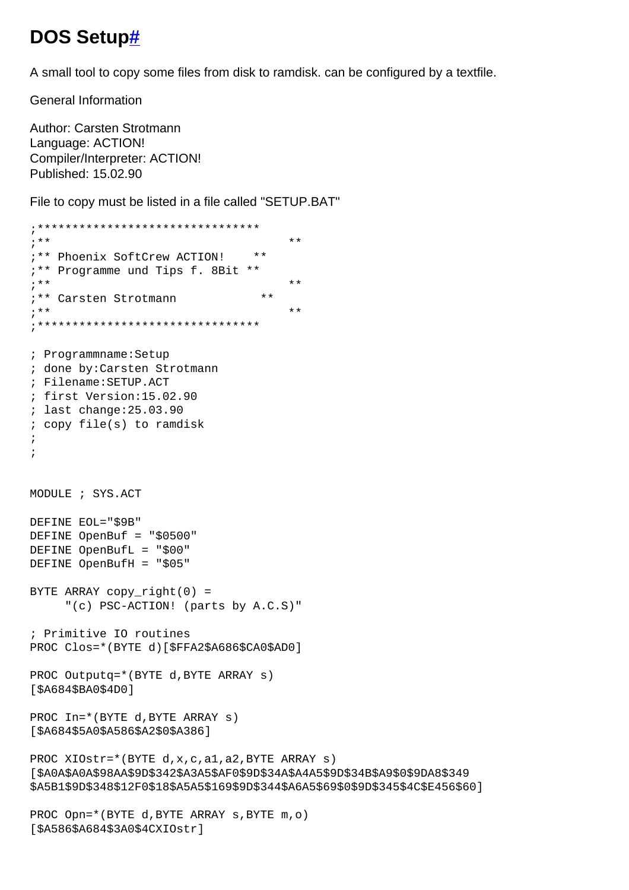# DOS Setup#

A small tool to copy some files from disk to ramdisk. can be configured by a textfile.

General Information

Author: Carsten Strotmann
Language: ACTION!
Compiler/Interpreter: ACTION!
Published: 15.02.90

File to copy must be listed in a file called "SETUP.BAT"

```
;********************************
;**                            **
;** Phoenix SoftCrew ACTION!    **
;** Programme und Tips f. 8Bit **
;**                            **
;** Carsten Strotmann           **
;**                            **
;********************************

; Programmname:Setup
; done by:Carsten Strotmann
; Filename:SETUP.ACT
; first Version:15.02.90
; last change:25.03.90
; copy file(s) to ramdisk
;
;


MODULE ; SYS.ACT

DEFINE EOL="$9B"
DEFINE OpenBuf = "$0500"
DEFINE OpenBufL = "$00"
DEFINE OpenBufH = "$05"

BYTE ARRAY copy_right(0) =
     "(c) PSC-ACTION! (parts by A.C.S)"

; Primitive IO routines
PROC Clos=*(BYTE d)[$FFA2$A686$CA0$AD0]

PROC Outputq=*(BYTE d,BYTE ARRAY s)
[$A684$BA0$4D0]

PROC In=*(BYTE d,BYTE ARRAY s)
[$A684$5A0$A586$A2$0$A386]

PROC XIOstr=*(BYTE d,x,c,a1,a2,BYTE ARRAY s)
[$A0A$A0A$98AA$9D$342$A3A5$AF0$9D$34A$A4A5$9D$34B$A9$0$9DA8$349
$A5B1$9D$348$12F0$18$A5A5$169$9D$344$A6A5$69$0$9D$345$4C$E456$60]

PROC Opn=*(BYTE d,BYTE ARRAY s,BYTE m,o)
[$A586$A684$3A0$4CXIOstr]
```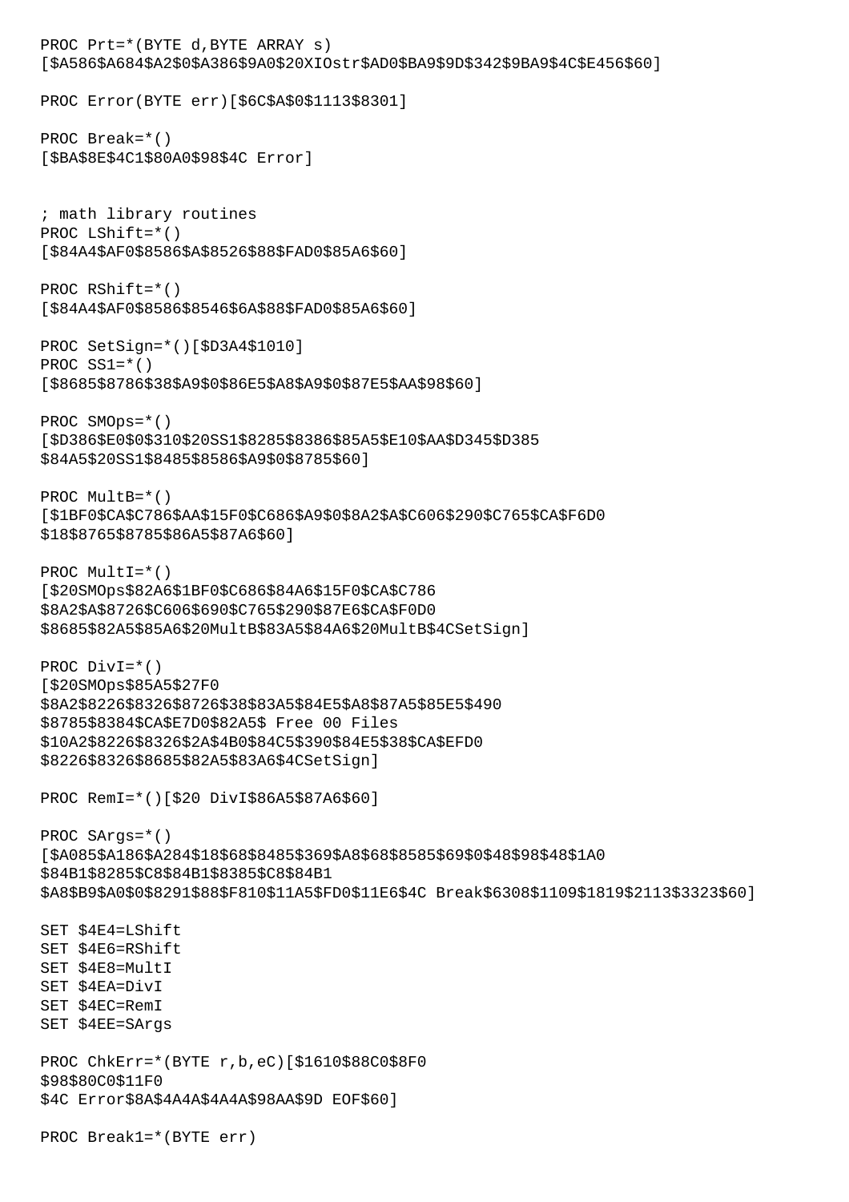```
PROC Prt=*(BYTE d,BYTE ARRAY s)
[$A586$A684$A2$0$A386$9A0$20XIOstr$AD0$BA9$9D$342$9BA9$4C$E456$60]

PROC Error(BYTE err)[$6C$A$0$1113$8301]

PROC Break=*()
[$BA$8E$4C1$80A0$98$4C Error]


; math library routines
PROC LShift=*()
[$84A4$AF0$8586$A$8526$88$FAD0$85A6$60]

PROC RShift=*()
[$84A4$AF0$8586$8546$6A$88$FAD0$85A6$60]

PROC SetSign=*()[$D3A4$1010]
PROC SS1=*()
[$8685$8786$38$A9$0$86E5$A8$A9$0$87E5$AA$98$60]

PROC SMOps=*()
[$D386$E0$0$310$20SS1$8285$8386$85A5$E10$AA$D345$D385
$84A5$20SS1$8485$8586$A9$0$8785$60]

PROC MultB=*()
[$1BF0$CA$C786$AA$15F0$C686$A9$0$8A2$A$C606$290$C765$CA$F6D0
$18$8765$8785$86A5$87A6$60]

PROC MultI=*()
[$20SMOps$82A6$1BF0$C686$84A6$15F0$CA$C786
$8A2$A$8726$C606$690$C765$290$87E6$CA$F0D0
$8685$82A5$85A6$20MultB$83A5$84A6$20MultB$4CSetSign]

PROC DivI=*()
[$20SMOps$85A5$27F0
$8A2$8226$8326$8726$38$83A5$84E5$A8$87A5$85E5$490
$8785$8384$CA$E7D0$82A5$ Free 00 Files
$10A2$8226$8326$2A$4B0$84C5$390$84E5$38$CA$EFD0
$8226$8326$8685$82A5$83A6$4CSetSign]

PROC RemI=*()[$20 DivI$86A5$87A6$60]

PROC SArgs=*()
[$A085$A186$A284$18$68$8485$369$A8$68$8585$69$0$48$98$48$1A0
$84B1$8285$C8$84B1$8385$C8$84B1
$A8$B9$A0$0$8291$88$F810$11A5$FD0$11E6$4C Break$6308$1109$1819$2113$3323$60]

SET $4E4=LShift
SET $4E6=RShift
SET $4E8=MultI
SET $4EA=DivI
SET $4EC=RemI
SET $4EE=SArgs

PROC ChkErr=*(BYTE r,b,eC)[$1610$88C0$8F0
$98$80C0$11F0
$4C Error$8A$4A4A$4A4A$98AA$9D EOF$60]

PROC Break1=*(BYTE err)
```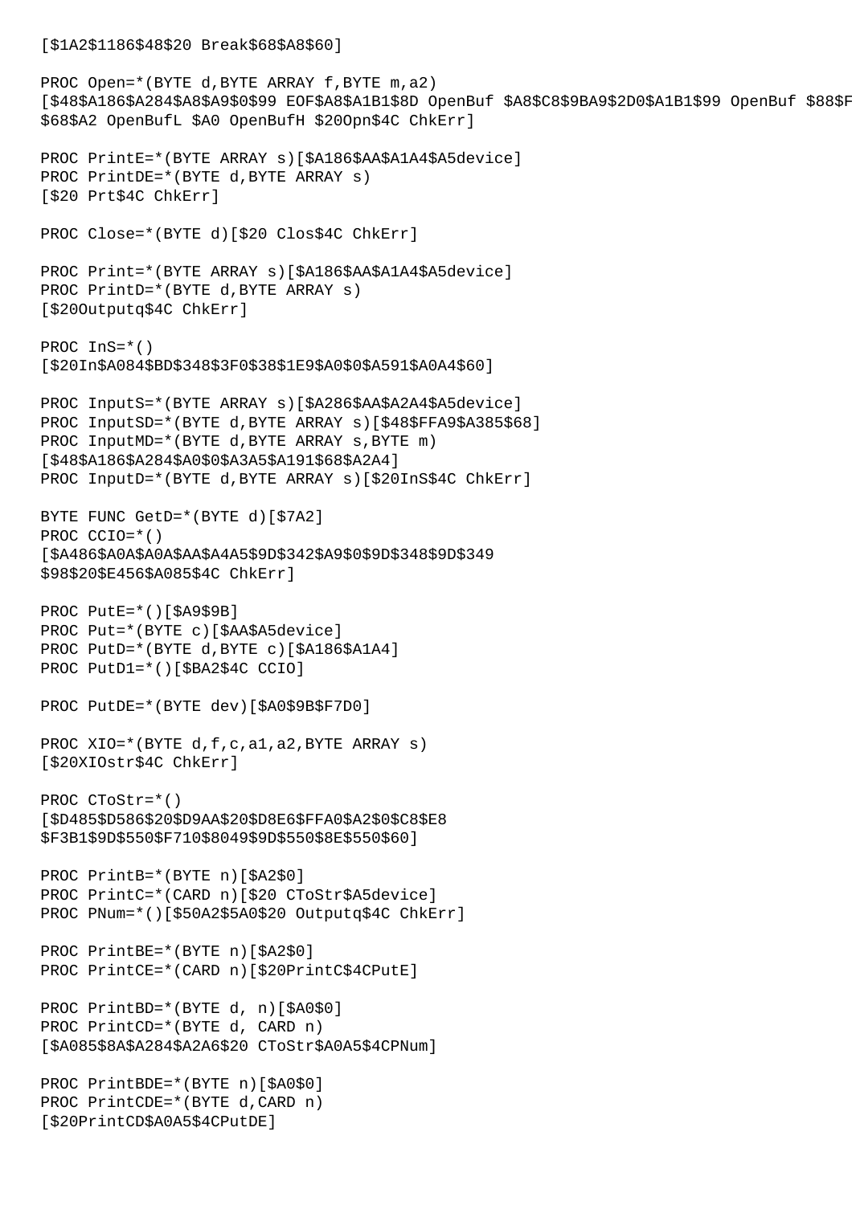```
[$1A2$1186$48$20 Break$68$A8$60]

PROC Open=*(BYTE d,BYTE ARRAY f,BYTE m,a2)
[$48$A186$A284$A8$A9$0$99 EOF$A8$A1B1$8D OpenBuf $A8$C8$9BA9$2D0$A1B1$99 OpenBuf $88$F
$68$A2 OpenBufL $A0 OpenBufH $20Opn$4C ChkErr]

PROC PrintE=*(BYTE ARRAY s)[$A186$AA$A1A4$A5device]
PROC PrintDE=*(BYTE d,BYTE ARRAY s)
[$20 Prt$4C ChkErr]

PROC Close=*(BYTE d)[$20 Clos$4C ChkErr]

PROC Print=*(BYTE ARRAY s)[$A186$AA$A1A4$A5device]
PROC PrintD=*(BYTE d,BYTE ARRAY s)
[$20Outputq$4C ChkErr]

PROC InS=*()
[$20In$A084$BD$348$3F0$38$1E9$A0$0$A591$A0A4$60]

PROC InputS=*(BYTE ARRAY s)[$A286$AA$A2A4$A5device]
PROC InputSD=*(BYTE d,BYTE ARRAY s)[$48$FFA9$A385$68]
PROC InputMD=*(BYTE d,BYTE ARRAY s,BYTE m)
[$48$A186$A284$A0$0$A3A5$A191$68$A2A4]
PROC InputD=*(BYTE d,BYTE ARRAY s)[$20InS$4C ChkErr]

BYTE FUNC GetD=*(BYTE d)[$7A2]
PROC CCIO=*()
[$A486$A0A$A0A$AA$A4A5$9D$342$A9$0$9D$348$9D$349
$98$20$E456$A085$4C ChkErr]

PROC PutE=*()[$A9$9B]
PROC Put=*(BYTE c)[$AA$A5device]
PROC PutD=*(BYTE d,BYTE c)[$A186$A1A4]
PROC PutD1=*()[$BA2$4C CCIO]

PROC PutDE=*(BYTE dev)[$A0$9B$F7D0]

PROC XIO=*(BYTE d,f,c,a1,a2,BYTE ARRAY s)
[$20XIOstr$4C ChkErr]

PROC CToStr=*()
[$D485$D586$20$D9AA$20$D8E6$FFA0$A2$0$C8$E8
$F3B1$9D$550$F710$8049$9D$550$8E$550$60]

PROC PrintB=*(BYTE n)[$A2$0]
PROC PrintC=*(CARD n)[$20 CToStr$A5device]
PROC PNum=*()[$50A2$5A0$20 Outputq$4C ChkErr]

PROC PrintBE=*(BYTE n)[$A2$0]
PROC PrintCE=*(CARD n)[$20PrintC$4CPutE]

PROC PrintBD=*(BYTE d, n)[$A0$0]
PROC PrintCD=*(BYTE d, CARD n)
[$A085$8A$A284$A2A6$20 CToStr$A0A5$4CPNum]

PROC PrintBDE=*(BYTE n)[$A0$0]
PROC PrintCDE=*(BYTE d,CARD n)
[$20PrintCD$A0A5$4CPutDE]
```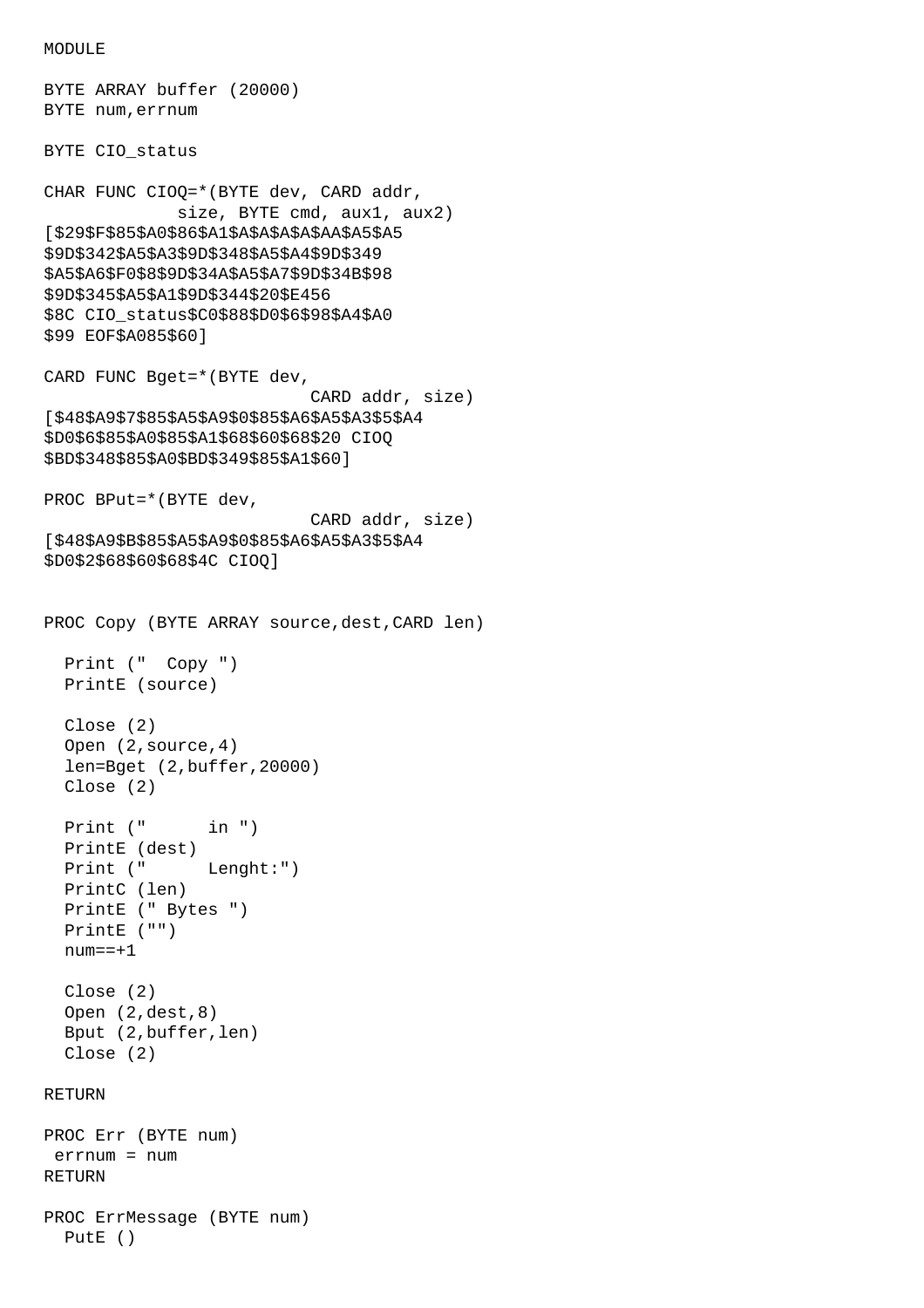```
MODULE

BYTE ARRAY buffer (20000)
BYTE num,errnum

BYTE CIO_status

CHAR FUNC CIOQ=*(BYTE dev, CARD addr,
             size, BYTE cmd, aux1, aux2)
[$29$F$85$A0$86$A1$A$A$A$A$AA$A5$A5
$9D$342$A5$A3$9D$348$A5$A4$9D$349
$A5$A6$F0$8$9D$34A$A5$A7$9D$34B$98
$9D$345$A5$A1$9D$344$20$E456
$8C CIO_status$C0$88$D0$6$98$A4$A0
$99 EOF$A085$60]

CARD FUNC Bget=*(BYTE dev,
                          CARD addr, size)
[$48$A9$7$85$A5$A9$0$85$A6$A5$A3$5$A4
$D0$6$85$A0$85$A1$68$60$68$20 CIOQ
$BD$348$85$A0$BD$349$85$A1$60]

PROC BPut=*(BYTE dev,
                          CARD addr, size)
[$48$A9$B$85$A5$A9$0$85$A6$A5$A3$5$A4
$D0$2$68$60$68$4C CIOQ]


PROC Copy (BYTE ARRAY source,dest,CARD len)

  Print ("  Copy ")
  PrintE (source)

  Close (2)
  Open (2,source,4)
  len=Bget (2,buffer,20000)
  Close (2)

  Print ("      in ")
  PrintE (dest)
  Print ("      Lenght:")
  PrintC (len)
  PrintE (" Bytes ")
  PrintE ("")
  num==+1

  Close (2)
  Open (2,dest,8)
  Bput (2,buffer,len)
  Close (2)

RETURN

PROC Err (BYTE num)
 errnum = num
RETURN

PROC ErrMessage (BYTE num)
  PutE ()
```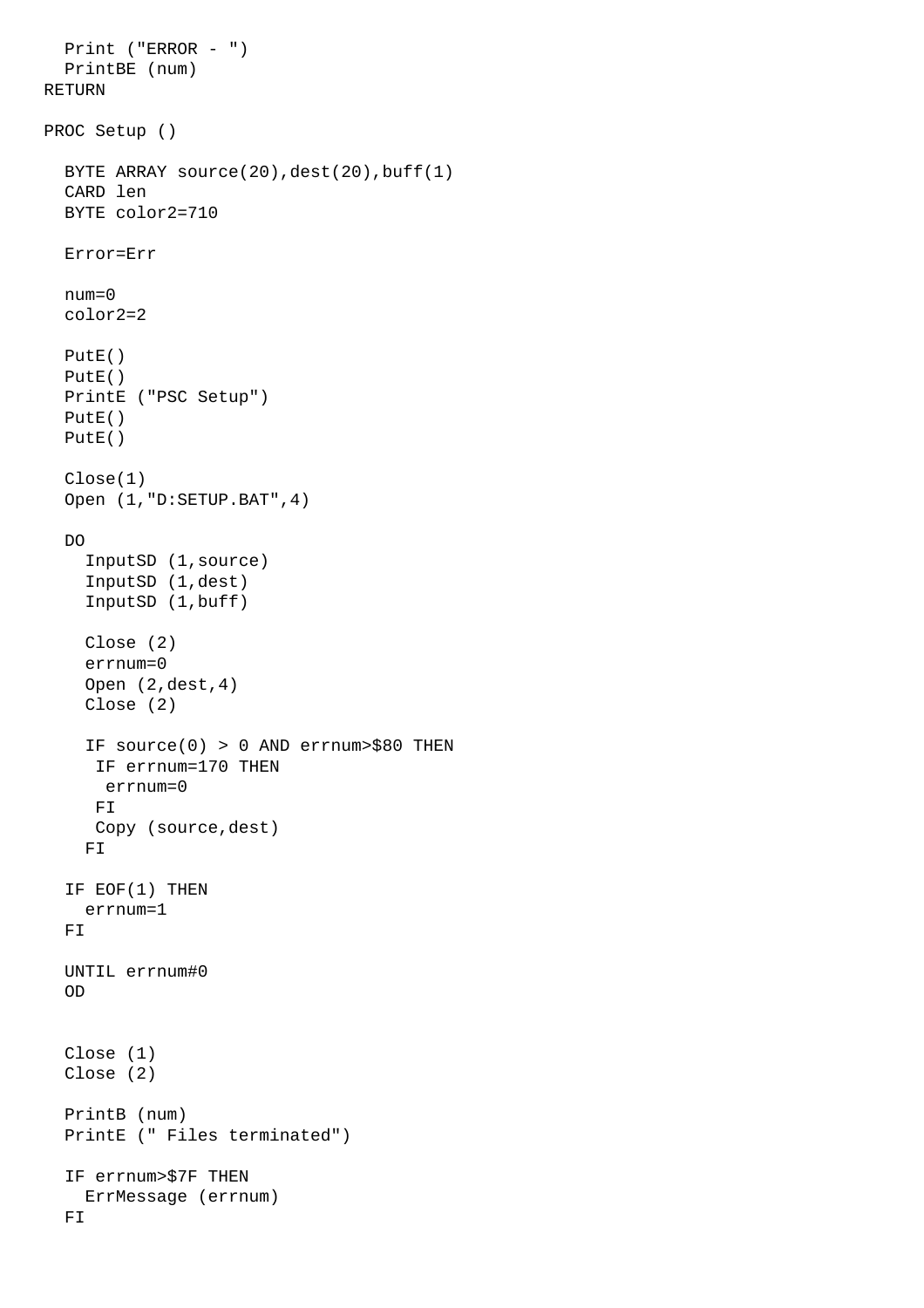```
  Print ("ERROR - ")
  PrintBE (num)
RETURN

PROC Setup ()

  BYTE ARRAY source(20),dest(20),buff(1)
  CARD len
  BYTE color2=710

  Error=Err

  num=0
  color2=2

  PutE()
  PutE()
  PrintE ("PSC Setup")
  PutE()
  PutE()

  Close(1)
  Open (1,"D:SETUP.BAT",4)

  DO
    InputSD (1,source)
    InputSD (1,dest)
    InputSD (1,buff)

    Close (2)
    errnum=0
    Open (2,dest,4)
    Close (2)

    IF source(0) > 0 AND errnum>$80 THEN
     IF errnum=170 THEN
      errnum=0
     FI
     Copy (source,dest)
    FI

  IF EOF(1) THEN
    errnum=1
  FI

  UNTIL errnum#0
  OD


  Close (1)
  Close (2)

  PrintB (num)
  PrintE (" Files terminated")

  IF errnum>$7F THEN
    ErrMessage (errnum)
  FI
```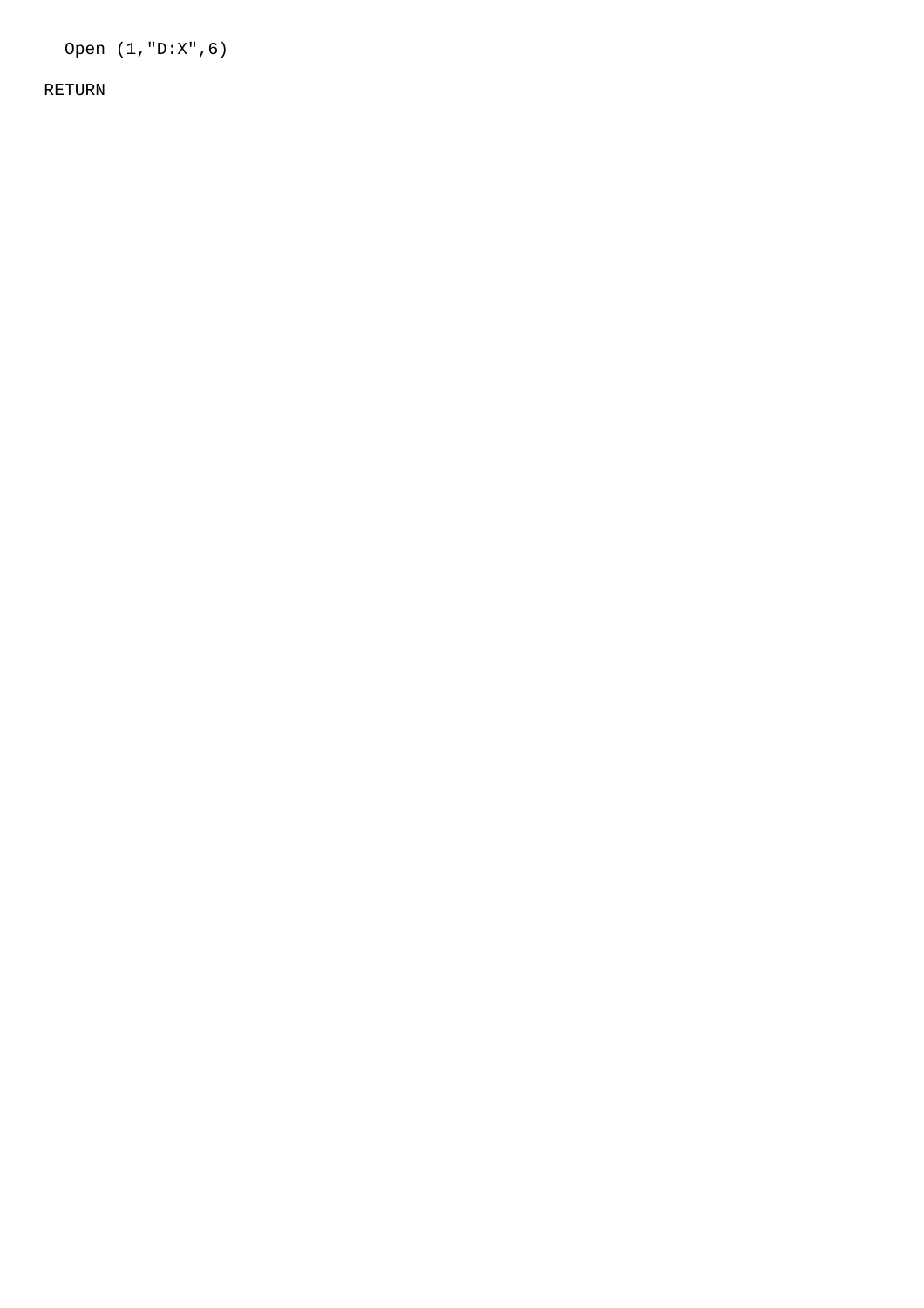```
  Open (1,"D:X",6)

RETURN
```